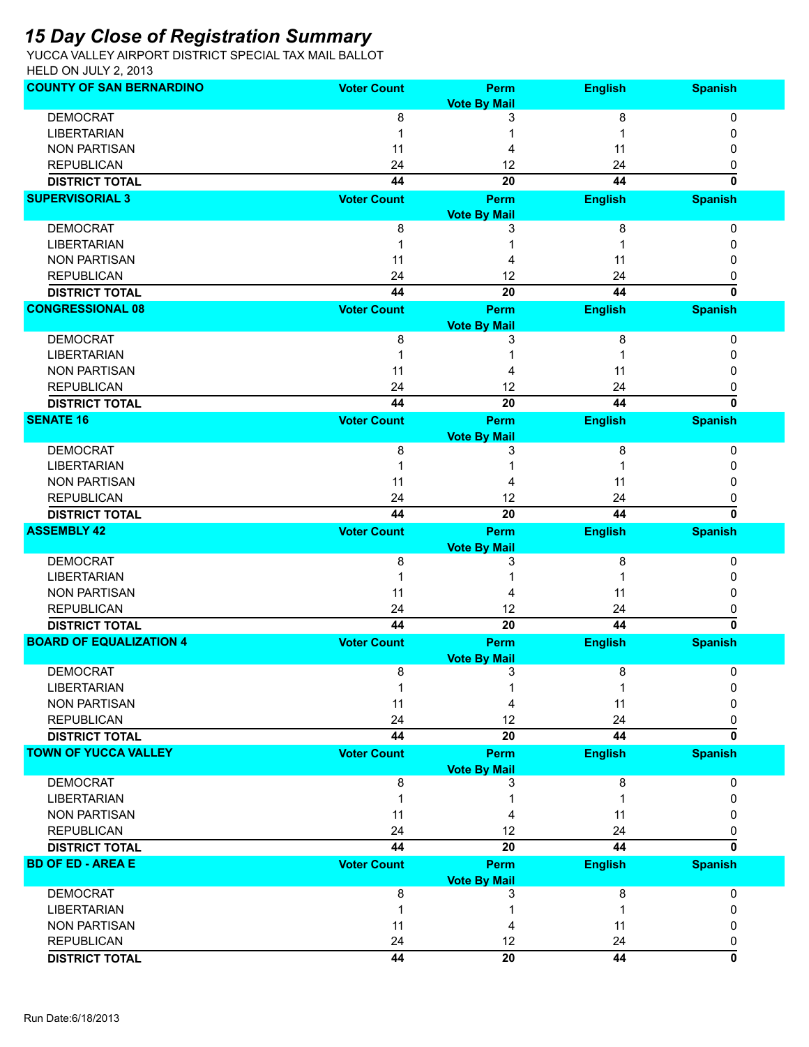# *15 Day Close of Registration Summary*

YUCCA VALLEY AIRPORT DISTRICT SPECIAL TAX MAIL BALLOT
HELD ON JULY 2, 2013

| COUNTY OF SAN BERNARDINO | Voter Count | Perm Vote By Mail | English | Spanish |
|---|---|---|---|---|
| DEMOCRAT | 8 | 3 | 8 | 0 |
| LIBERTARIAN | 1 | 1 | 1 | 0 |
| NON PARTISAN | 11 | 4 | 11 | 0 |
| REPUBLICAN | 24 | 12 | 24 | 0 |
| **DISTRICT TOTAL** | **44** | **20** | **44** | **0** |

| SUPERVISORIAL 3 | Voter Count | Perm Vote By Mail | English | Spanish |
|---|---|---|---|---|
| DEMOCRAT | 8 | 3 | 8 | 0 |
| LIBERTARIAN | 1 | 1 | 1 | 0 |
| NON PARTISAN | 11 | 4 | 11 | 0 |
| REPUBLICAN | 24 | 12 | 24 | 0 |
| **DISTRICT TOTAL** | **44** | **20** | **44** | **0** |

| CONGRESSIONAL 08 | Voter Count | Perm Vote By Mail | English | Spanish |
|---|---|---|---|---|
| DEMOCRAT | 8 | 3 | 8 | 0 |
| LIBERTARIAN | 1 | 1 | 1 | 0 |
| NON PARTISAN | 11 | 4 | 11 | 0 |
| REPUBLICAN | 24 | 12 | 24 | 0 |
| **DISTRICT TOTAL** | **44** | **20** | **44** | **0** |

| SENATE 16 | Voter Count | Perm Vote By Mail | English | Spanish |
|---|---|---|---|---|
| DEMOCRAT | 8 | 3 | 8 | 0 |
| LIBERTARIAN | 1 | 1 | 1 | 0 |
| NON PARTISAN | 11 | 4 | 11 | 0 |
| REPUBLICAN | 24 | 12 | 24 | 0 |
| **DISTRICT TOTAL** | **44** | **20** | **44** | **0** |

| ASSEMBLY 42 | Voter Count | Perm Vote By Mail | English | Spanish |
|---|---|---|---|---|
| DEMOCRAT | 8 | 3 | 8 | 0 |
| LIBERTARIAN | 1 | 1 | 1 | 0 |
| NON PARTISAN | 11 | 4 | 11 | 0 |
| REPUBLICAN | 24 | 12 | 24 | 0 |
| **DISTRICT TOTAL** | **44** | **20** | **44** | **0** |

| BOARD OF EQUALIZATION 4 | Voter Count | Perm Vote By Mail | English | Spanish |
|---|---|---|---|---|
| DEMOCRAT | 8 | 3 | 8 | 0 |
| LIBERTARIAN | 1 | 1 | 1 | 0 |
| NON PARTISAN | 11 | 4 | 11 | 0 |
| REPUBLICAN | 24 | 12 | 24 | 0 |
| **DISTRICT TOTAL** | **44** | **20** | **44** | **0** |

| TOWN OF YUCCA VALLEY | Voter Count | Perm Vote By Mail | English | Spanish |
|---|---|---|---|---|
| DEMOCRAT | 8 | 3 | 8 | 0 |
| LIBERTARIAN | 1 | 1 | 1 | 0 |
| NON PARTISAN | 11 | 4 | 11 | 0 |
| REPUBLICAN | 24 | 12 | 24 | 0 |
| **DISTRICT TOTAL** | **44** | **20** | **44** | **0** |

| BD OF ED - AREA E | Voter Count | Perm Vote By Mail | English | Spanish |
|---|---|---|---|---|
| DEMOCRAT | 8 | 3 | 8 | 0 |
| LIBERTARIAN | 1 | 1 | 1 | 0 |
| NON PARTISAN | 11 | 4 | 11 | 0 |
| REPUBLICAN | 24 | 12 | 24 | 0 |
| **DISTRICT TOTAL** | **44** | **20** | **44** | **0** |

Run Date:6/18/2013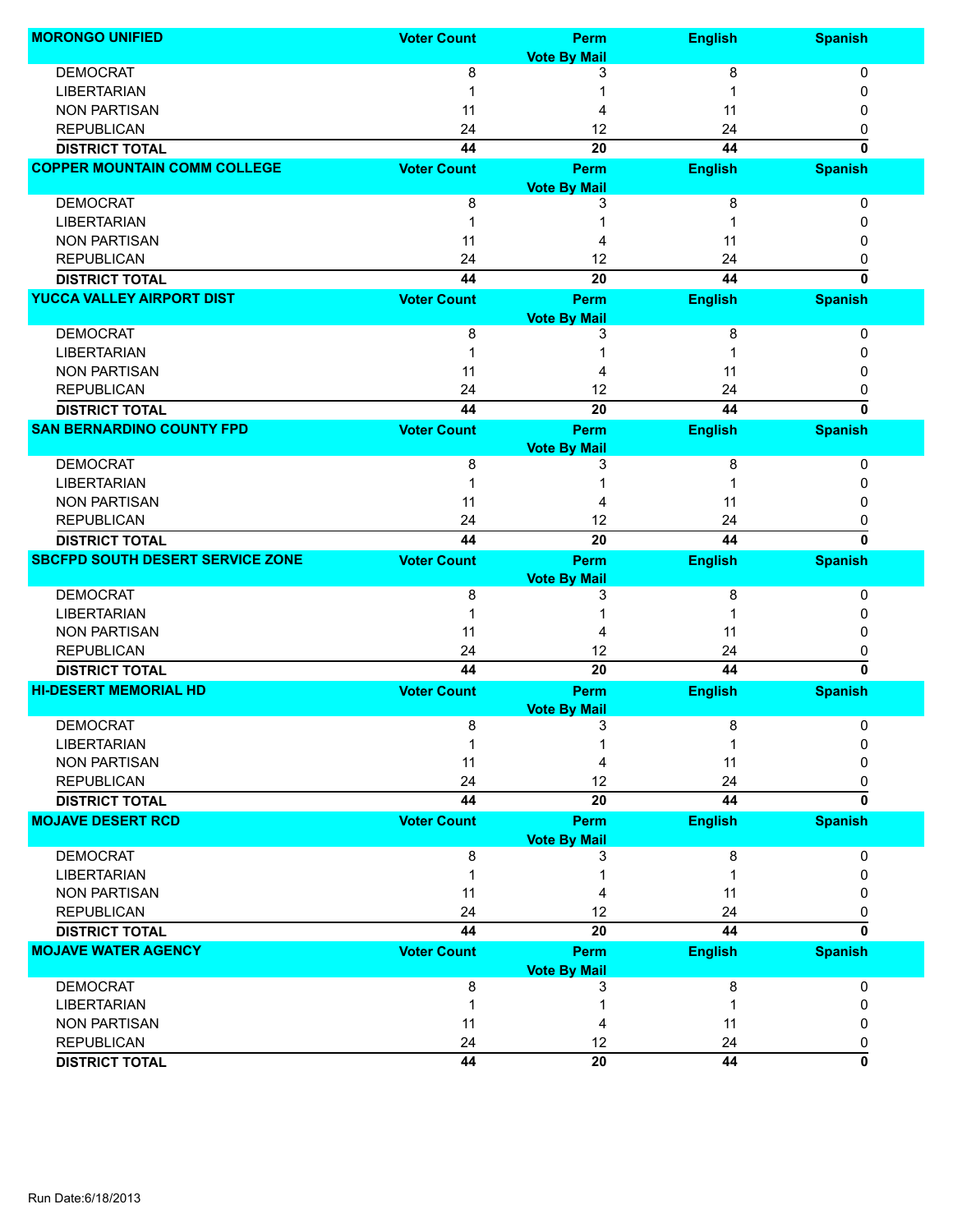| MORONGO UNIFIED | Voter Count | Perm Vote By Mail | English | Spanish |
|---|---|---|---|---|
| DEMOCRAT | 8 | 3 | 8 | 0 |
| LIBERTARIAN | 1 | 1 | 1 | 0 |
| NON PARTISAN | 11 | 4 | 11 | 0 |
| REPUBLICAN | 24 | 12 | 24 | 0 |
| **DISTRICT TOTAL** | **44** | **20** | **44** | **0** |

| COPPER MOUNTAIN COMM COLLEGE | Voter Count | Perm Vote By Mail | English | Spanish |
|---|---|---|---|---|
| DEMOCRAT | 8 | 3 | 8 | 0 |
| LIBERTARIAN | 1 | 1 | 1 | 0 |
| NON PARTISAN | 11 | 4 | 11 | 0 |
| REPUBLICAN | 24 | 12 | 24 | 0 |
| **DISTRICT TOTAL** | **44** | **20** | **44** | **0** |

| YUCCA VALLEY AIRPORT DIST | Voter Count | Perm Vote By Mail | English | Spanish |
|---|---|---|---|---|
| DEMOCRAT | 8 | 3 | 8 | 0 |
| LIBERTARIAN | 1 | 1 | 1 | 0 |
| NON PARTISAN | 11 | 4 | 11 | 0 |
| REPUBLICAN | 24 | 12 | 24 | 0 |
| **DISTRICT TOTAL** | **44** | **20** | **44** | **0** |

| SAN BERNARDINO COUNTY FPD | Voter Count | Perm Vote By Mail | English | Spanish |
|---|---|---|---|---|
| DEMOCRAT | 8 | 3 | 8 | 0 |
| LIBERTARIAN | 1 | 1 | 1 | 0 |
| NON PARTISAN | 11 | 4 | 11 | 0 |
| REPUBLICAN | 24 | 12 | 24 | 0 |
| **DISTRICT TOTAL** | **44** | **20** | **44** | **0** |

| SBCFPD SOUTH DESERT SERVICE ZONE | Voter Count | Perm Vote By Mail | English | Spanish |
|---|---|---|---|---|
| DEMOCRAT | 8 | 3 | 8 | 0 |
| LIBERTARIAN | 1 | 1 | 1 | 0 |
| NON PARTISAN | 11 | 4 | 11 | 0 |
| REPUBLICAN | 24 | 12 | 24 | 0 |
| **DISTRICT TOTAL** | **44** | **20** | **44** | **0** |

| HI-DESERT MEMORIAL HD | Voter Count | Perm Vote By Mail | English | Spanish |
|---|---|---|---|---|
| DEMOCRAT | 8 | 3 | 8 | 0 |
| LIBERTARIAN | 1 | 1 | 1 | 0 |
| NON PARTISAN | 11 | 4 | 11 | 0 |
| REPUBLICAN | 24 | 12 | 24 | 0 |
| **DISTRICT TOTAL** | **44** | **20** | **44** | **0** |

| MOJAVE DESERT RCD | Voter Count | Perm Vote By Mail | English | Spanish |
|---|---|---|---|---|
| DEMOCRAT | 8 | 3 | 8 | 0 |
| LIBERTARIAN | 1 | 1 | 1 | 0 |
| NON PARTISAN | 11 | 4 | 11 | 0 |
| REPUBLICAN | 24 | 12 | 24 | 0 |
| **DISTRICT TOTAL** | **44** | **20** | **44** | **0** |

| MOJAVE WATER AGENCY | Voter Count | Perm Vote By Mail | English | Spanish |
|---|---|---|---|---|
| DEMOCRAT | 8 | 3 | 8 | 0 |
| LIBERTARIAN | 1 | 1 | 1 | 0 |
| NON PARTISAN | 11 | 4 | 11 | 0 |
| REPUBLICAN | 24 | 12 | 24 | 0 |
| **DISTRICT TOTAL** | **44** | **20** | **44** | **0** |

Run Date:6/18/2013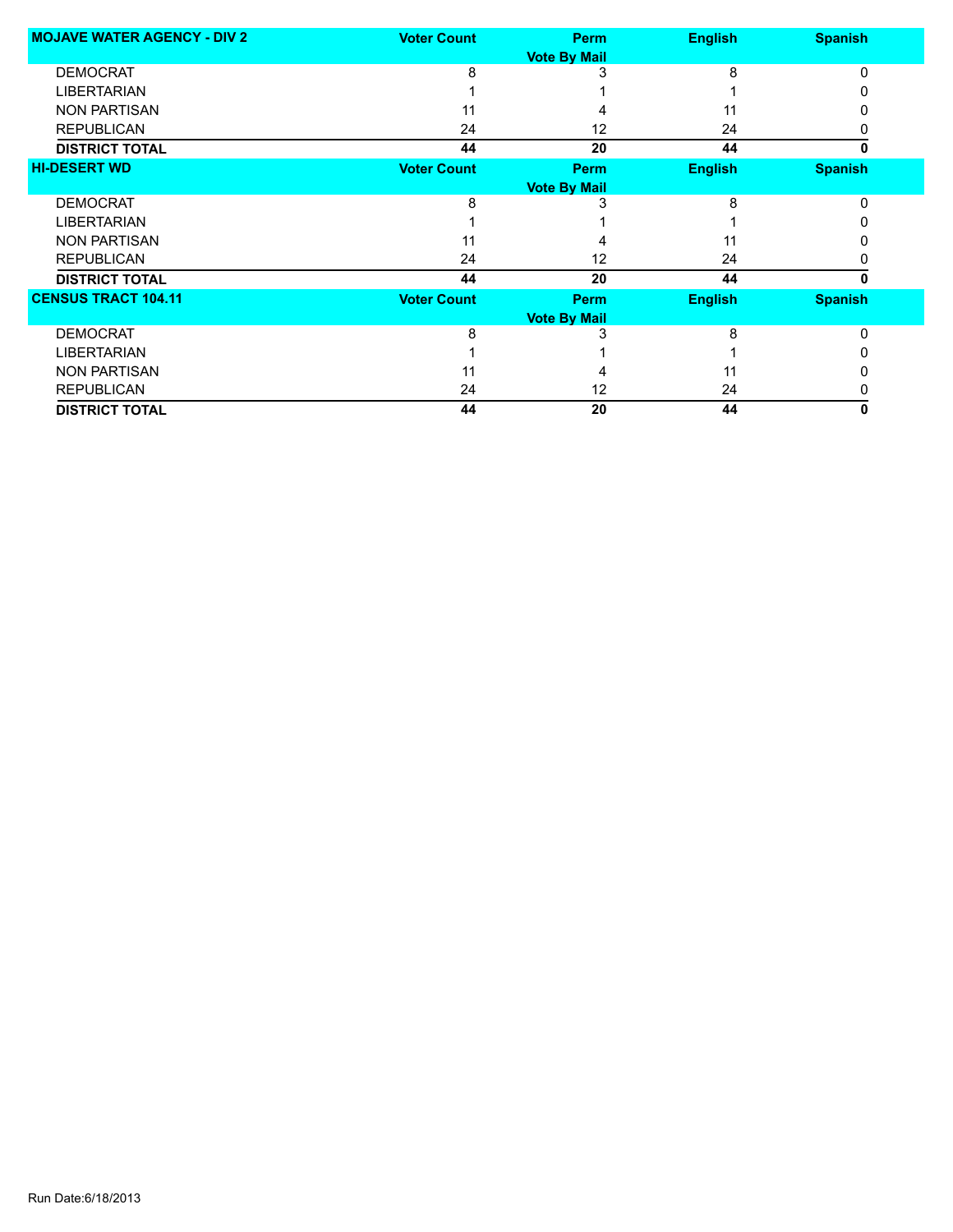| MOJAVE WATER AGENCY - DIV 2 | Voter Count | Perm Vote By Mail | English | Spanish |
|---|---|---|---|---|
| DEMOCRAT | 8 | 3 | 8 | 0 |
| LIBERTARIAN | 1 | 1 | 1 | 0 |
| NON PARTISAN | 11 | 4 | 11 | 0 |
| REPUBLICAN | 24 | 12 | 24 | 0 |
| **DISTRICT TOTAL** | **44** | **20** | **44** | **0** |

| HI-DESERT WD | Voter Count | Perm Vote By Mail | English | Spanish |
|---|---|---|---|---|
| DEMOCRAT | 8 | 3 | 8 | 0 |
| LIBERTARIAN | 1 | 1 | 1 | 0 |
| NON PARTISAN | 11 | 4 | 11 | 0 |
| REPUBLICAN | 24 | 12 | 24 | 0 |
| **DISTRICT TOTAL** | **44** | **20** | **44** | **0** |

| CENSUS TRACT 104.11 | Voter Count | Perm Vote By Mail | English | Spanish |
|---|---|---|---|---|
| DEMOCRAT | 8 | 3 | 8 | 0 |
| LIBERTARIAN | 1 | 1 | 1 | 0 |
| NON PARTISAN | 11 | 4 | 11 | 0 |
| REPUBLICAN | 24 | 12 | 24 | 0 |
| **DISTRICT TOTAL** | **44** | **20** | **44** | **0** |

Run Date:6/18/2013